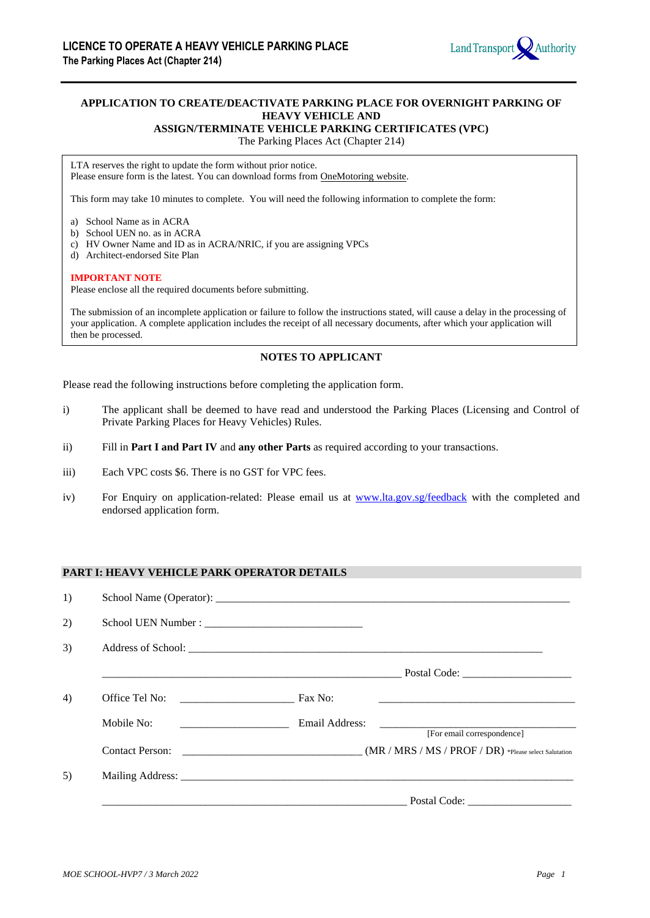LICENCE TO OPERATE A HEAVY VEHICLE PARKING PLACE
The Parking Places Act (Chapter 214)

Land Transport Authority

# APPLICATION TO CREATE/DEACTIVATE PARKING PLACE FOR OVERNIGHT PARKING OF HEAVY VEHICLE AND ASSIGN/TERMINATE VEHICLE PARKING CERTIFICATES (VPC)

The Parking Places Act (Chapter 214)

LTA reserves the right to update the form without prior notice.
Please ensure form is the latest. You can download forms from OneMotoring website.

This form may take 10 minutes to complete. You will need the following information to complete the form:

a) School Name as in ACRA
b) School UEN no. as in ACRA
c) HV Owner Name and ID as in ACRA/NRIC, if you are assigning VPCs
d) Architect-endorsed Site Plan

**IMPORTANT NOTE**
Please enclose all the required documents before submitting.

The submission of an incomplete application or failure to follow the instructions stated, will cause a delay in the processing of your application. A complete application includes the receipt of all necessary documents, after which your application will then be processed.

## NOTES TO APPLICANT

Please read the following instructions before completing the application form.

i) The applicant shall be deemed to have read and understood the Parking Places (Licensing and Control of Private Parking Places for Heavy Vehicles) Rules.

ii) Fill in **Part I and Part IV** and **any other Parts** as required according to your transactions.

iii) Each VPC costs $6. There is no GST for VPC fees.

iv) For Enquiry on application-related: Please email us at www.lta.gov.sg/feedback with the completed and endorsed application form.

## PART I: HEAVY VEHICLE PARK OPERATOR DETAILS

1) School Name (Operator): ______________________________

2) School UEN Number : ______________________________

3) Address of School: ______________________________

______________________________ Postal Code: ______________

4) Office Tel No: ______________ Fax No: ______________

Mobile No: ______________ Email Address: ______________ [For email correspondence]

Contact Person: ______________________________ (MR / MRS / MS / PROF / DR) *Please select Salutation

5) Mailing Address: ______________________________

______________________________ Postal Code: ______________

*MOE SCHOOL-HVP7 / 3 March 2022*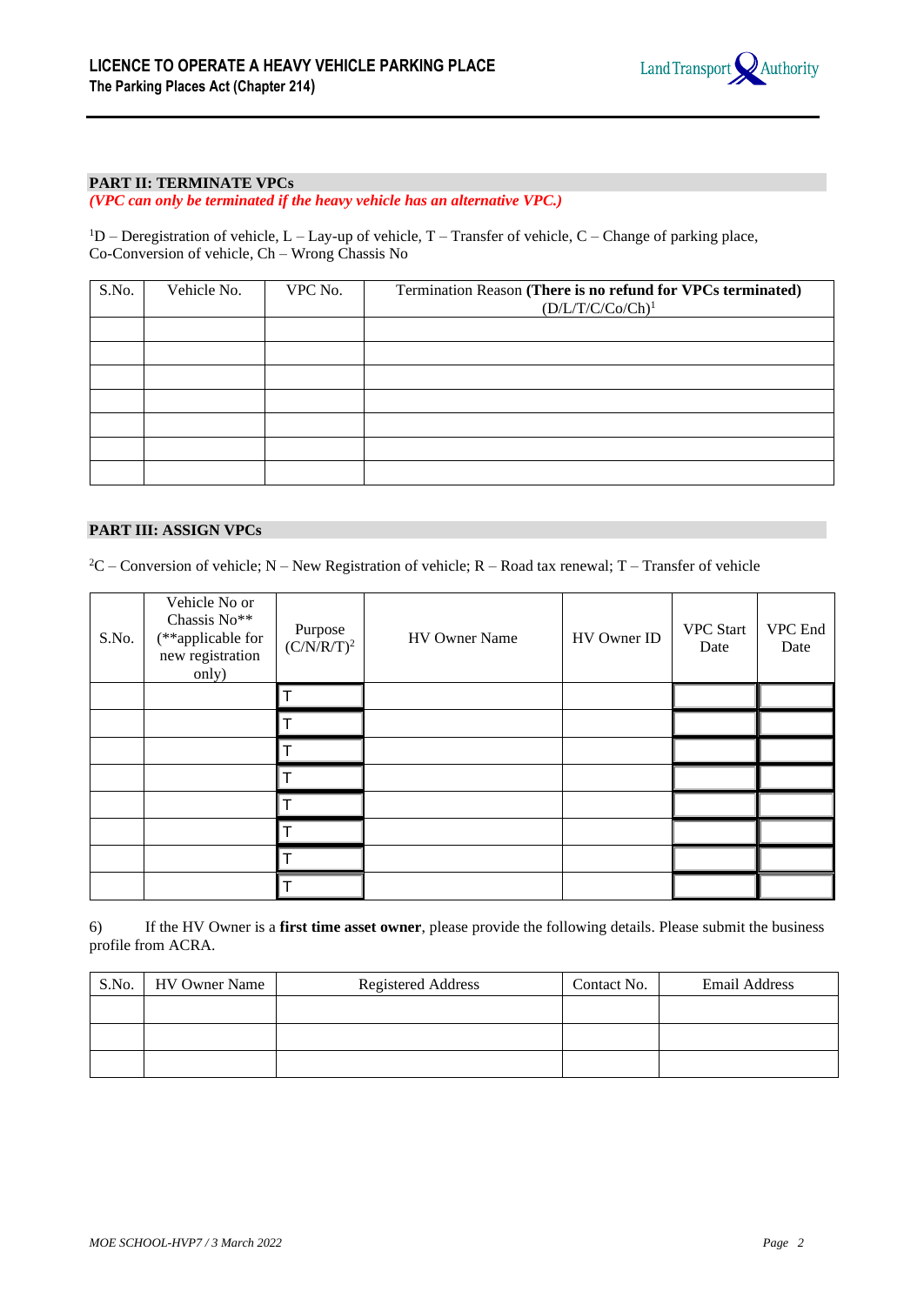## PART II: TERMINATE VPCs

*(VPC can only be terminated if the heavy vehicle has an alternative VPC.)*

[1]D – Deregistration of vehicle, L – Lay-up of vehicle, T – Transfer of vehicle, C – Change of parking place, Co-Conversion of vehicle, Ch – Wrong Chassis No

| S.No. | Vehicle No. | VPC No. | Termination Reason **(There is no refund for VPCs terminated)** (D/L/T/C/Co/Ch)[1] |
|---|---|---|---|
| | | | |
| | | | |
| | | | |
| | | | |
| | | | |
| | | | |
| | | | |

## PART III: ASSIGN VPCs

[2]C – Conversion of vehicle; N – New Registration of vehicle; R – Road tax renewal; T – Transfer of vehicle

| S.No. | Vehicle No or Chassis No** (**applicable for new registration only) | Purpose (C/N/R/T)[2] | HV Owner Name | HV Owner ID | VPC Start Date | VPC End Date |
|---|---|---|---|---|---|---|
| | | T | | | | |
| | | T | | | | |
| | | T | | | | |
| | | T | | | | |
| | | T | | | | |
| | | T | | | | |
| | | T | | | | |
| | | T | | | | |

6) If the HV Owner is a **first time asset owner**, please provide the following details. Please submit the business profile from ACRA.

| S.No. | HV Owner Name | Registered Address | Contact No. | Email Address |
|---|---|---|---|---|
| | | | | |
| | | | | |
| | | | | |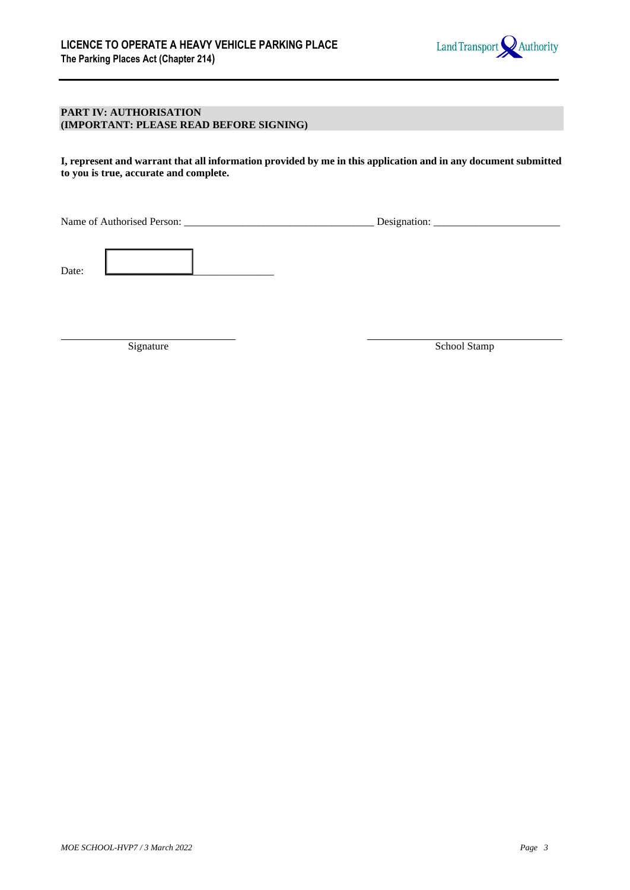**PART IV: AUTHORISATION**
**(IMPORTANT: PLEASE READ BEFORE SIGNING)**

**I, represent and warrant that all information provided by me in this application and in any document submitted to you is true, accurate and complete.**

Name of Authorised Person: ___________________________________ Designation: ________________________

Date: ______________________________

_______________________________
Signature

_______________________________
School Stamp